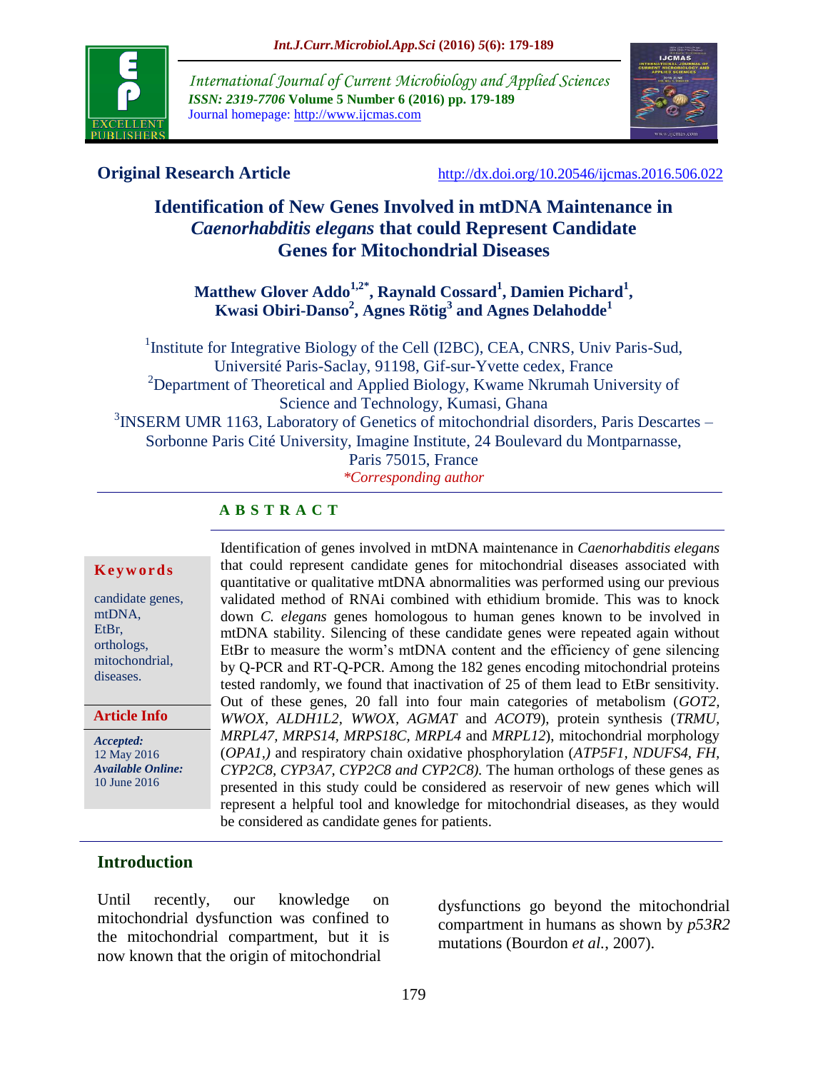**Original Research Article**

http://dx.doi.org/10.20546/ijcmas.2016.506.022

# Identification of New Genes Involved in mtDNA Maintenance in *Caenorhabditis elegans* that could Represent Candidate Genes for Mitochondrial Diseases

**Matthew Glover Addo[1,2*], Raynald Cossard[1], Damien Pichard[1], Kwasi Obiri-Danso[2], Agnes Rötig[3] and Agnes Delahodde[1]**

[1]Institute for Integrative Biology of the Cell (I2BC), CEA, CNRS, Univ Paris-Sud, Université Paris-Saclay, 91198, Gif-sur-Yvette cedex, France
[2]Department of Theoretical and Applied Biology, Kwame Nkrumah University of Science and Technology, Kumasi, Ghana
[3]INSERM UMR 1163, Laboratory of Genetics of mitochondrial disorders, Paris Descartes – Sorbonne Paris Cité University, Imagine Institute, 24 Boulevard du Montparnasse, Paris 75015, France
*Corresponding author

## ABSTRACT

**Keywords**

candidate genes, mtDNA, EtBr, orthologs, mitochondrial, diseases.

**Article Info**

*Accepted:* 12 May 2016
*Available Online:* 10 June 2016

Identification of genes involved in mtDNA maintenance in *Caenorhabditis elegans* that could represent candidate genes for mitochondrial diseases associated with quantitative or qualitative mtDNA abnormalities was performed using our previous validated method of RNAi combined with ethidium bromide. This was to knock down *C. elegans* genes homologous to human genes known to be involved in mtDNA stability. Silencing of these candidate genes were repeated again without EtBr to measure the worm's mtDNA content and the efficiency of gene silencing by Q-PCR and RT-Q-PCR. Among the 182 genes encoding mitochondrial proteins tested randomly, we found that inactivation of 25 of them lead to EtBr sensitivity. Out of these genes, 20 fall into four main categories of metabolism (*GOT2, WWOX, ALDH1L2, WWOX, AGMAT* and *ACOT9*), protein synthesis (*TRMU, MRPL47, MRPS14, MRPS18C, MRPL4* and *MRPL12*), mitochondrial morphology (*OPA1,)* and respiratory chain oxidative phosphorylation (*ATP5F1, NDUFS4, FH, CYP2C8, CYP3A7, CYP2C8 and CYP2C8).* The human orthologs of these genes as presented in this study could be considered as reservoir of new genes which will represent a helpful tool and knowledge for mitochondrial diseases, as they would be considered as candidate genes for patients.

## Introduction

Until recently, our knowledge on mitochondrial dysfunction was confined to the mitochondrial compartment, but it is now known that the origin of mitochondrial dysfunctions go beyond the mitochondrial compartment in humans as shown by *p53R2* mutations (Bourdon *et al.*, 2007).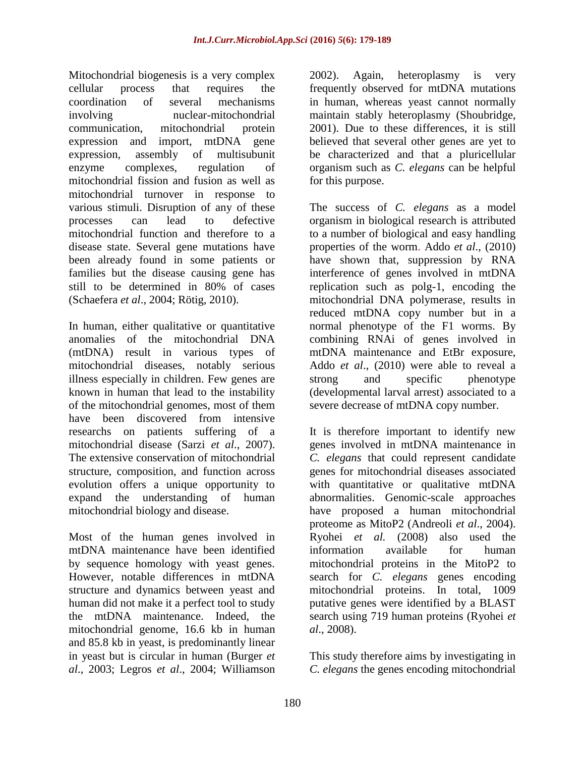Mitochondrial biogenesis is a very complex cellular process that requires the coordination of several mechanisms involving nuclear-mitochondrial communication, mitochondrial protein expression and import, mtDNA gene expression, assembly of multisubunit enzyme complexes, regulation of mitochondrial fission and fusion as well as mitochondrial turnover in response to various stimuli. Disruption of any of these processes can lead to defective mitochondrial function and therefore to a disease state. Several gene mutations have been already found in some patients or families but the disease causing gene has still to be determined in 80% of cases (Schaefera *et al*., 2004; Rötig, 2010).

In human, either qualitative or quantitative anomalies of the mitochondrial DNA (mtDNA) result in various types of mitochondrial diseases, notably serious illness especially in children. Few genes are known in human that lead to the instability of the mitochondrial genomes, most of them have been discovered from intensive researchs on patients suffering of a mitochondrial disease (Sarzi *et al*., 2007). The extensive conservation of mitochondrial structure, composition, and function across evolution offers a unique opportunity to expand the understanding of human mitochondrial biology and disease.

Most of the human genes involved in mtDNA maintenance have been identified by sequence homology with yeast genes. However, notable differences in mtDNA structure and dynamics between yeast and human did not make it a perfect tool to study the mtDNA maintenance. Indeed, the mitochondrial genome, 16.6 kb in human and 85.8 kb in yeast, is predominantly linear in yeast but is circular in human (Burger *et al*., 2003; Legros *et al*., 2004; Williamson 2002). Again, heteroplasmy is very frequently observed for mtDNA mutations in human, whereas yeast cannot normally maintain stably heteroplasmy (Shoubridge, 2001). Due to these differences, it is still believed that several other genes are yet to be characterized and that a pluricellular organism such as *C. elegans* can be helpful for this purpose.

The success of *C. elegans* as a model organism in biological research is attributed to a number of biological and easy handling properties of the worm. Addo *et al*., (2010) have shown that, suppression by RNA interference of genes involved in mtDNA replication such as polg-1, encoding the mitochondrial DNA polymerase, results in reduced mtDNA copy number but in a normal phenotype of the F1 worms. By combining RNAi of genes involved in mtDNA maintenance and EtBr exposure, Addo *et al*., (2010) were able to reveal a strong and specific phenotype (developmental larval arrest) associated to a severe decrease of mtDNA copy number.

It is therefore important to identify new genes involved in mtDNA maintenance in *C. elegans* that could represent candidate genes for mitochondrial diseases associated with quantitative or qualitative mtDNA abnormalities. Genomic-scale approaches have proposed a human mitochondrial proteome as MitoP2 (Andreoli *et al*., 2004). Ryohei *et al.* (2008) also used the information available for human mitochondrial proteins in the MitoP2 to search for *C. elegans* genes encoding mitochondrial proteins. In total, 1009 putative genes were identified by a BLAST search using 719 human proteins (Ryohei *et al*., 2008).

This study therefore aims by investigating in *C. elegans* the genes encoding mitochondrial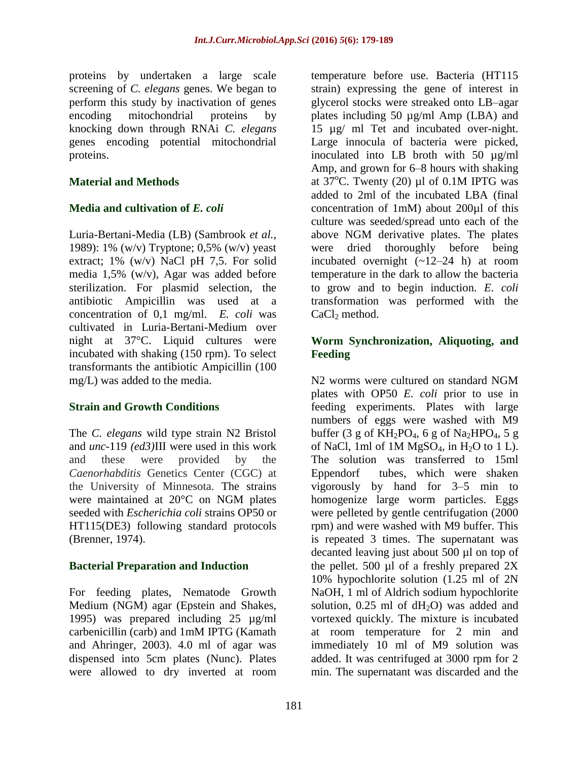proteins by undertaken a large scale screening of *C. elegans* genes. We began to perform this study by inactivation of genes encoding mitochondrial proteins by knocking down through RNAi *C. elegans* genes encoding potential mitochondrial proteins.

## Material and Methods

### Media and cultivation of *E. coli*

Luria-Bertani-Media (LB) (Sambrook *et al.*, 1989): 1% (w/v) Tryptone; 0,5% (w/v) yeast extract; 1% (w/v) NaCl pH 7,5. For solid media 1,5% (w/v), Agar was added before sterilization. For plasmid selection, the antibiotic Ampicillin was used at a concentration of 0,1 mg/ml. *E. coli* was cultivated in Luria-Bertani-Medium over night at 37°C. Liquid cultures were incubated with shaking (150 rpm). To select transformants the antibiotic Ampicillin (100 mg/L) was added to the media.

### Strain and Growth Conditions

The *C. elegans* wild type strain N2 Bristol and *unc*-119 *(ed3)*III were used in this work and these were provided by the *Caenorhabditis* Genetics Center (CGC) at the University of Minnesota. The strains were maintained at 20°C on NGM plates seeded with *Escherichia coli* strains OP50 or HT115(DE3) following standard protocols (Brenner, 1974).

### Bacterial Preparation and Induction

For feeding plates, Nematode Growth Medium (NGM) agar (Epstein and Shakes, 1995) was prepared including 25 µg/ml carbenicillin (carb) and 1mM IPTG (Kamath and Ahringer, 2003). 4.0 ml of agar was dispensed into 5cm plates (Nunc). Plates were allowed to dry inverted at room temperature before use. Bacteria (HT115 strain) expressing the gene of interest in glycerol stocks were streaked onto LB–agar plates including 50 µg/ml Amp (LBA) and 15 µg/ ml Tet and incubated over-night. Large innocula of bacteria were picked, inoculated into LB broth with 50 µg/ml Amp, and grown for 6–8 hours with shaking at 37°C. Twenty (20) µl of 0.1M IPTG was added to 2ml of the incubated LBA (final concentration of 1mM) about 200µl of this culture was seeded/spread unto each of the above NGM derivative plates. The plates were dried thoroughly before being incubated overnight (~12–24 h) at room temperature in the dark to allow the bacteria to grow and to begin induction. *E. coli* transformation was performed with the $CaCl_2$ method.

### Worm Synchronization, Aliquoting, and Feeding

N2 worms were cultured on standard NGM plates with OP50 *E. coli* prior to use in feeding experiments. Plates with large numbers of eggs were washed with M9 buffer (3 g of $KH_2PO_4$, 6 g of $Na_2HPO_4$, 5 g of NaCl, 1ml of 1M $MgSO_4$, in $H_2O$ to 1 L). The solution was transferred to 15ml Eppendorf tubes, which were shaken vigorously by hand for 3–5 min to homogenize large worm particles. Eggs were pelleted by gentle centrifugation (2000 rpm) and were washed with M9 buffer. This is repeated 3 times. The supernatant was decanted leaving just about 500 µl on top of the pellet. 500 µl of a freshly prepared 2X 10% hypochlorite solution (1.25 ml of 2N NaOH, 1 ml of Aldrich sodium hypochlorite solution, 0.25 ml of $dH_2O$) was added and vortexed quickly. The mixture is incubated at room temperature for 2 min and immediately 10 ml of M9 solution was added. It was centrifuged at 3000 rpm for 2 min. The supernatant was discarded and the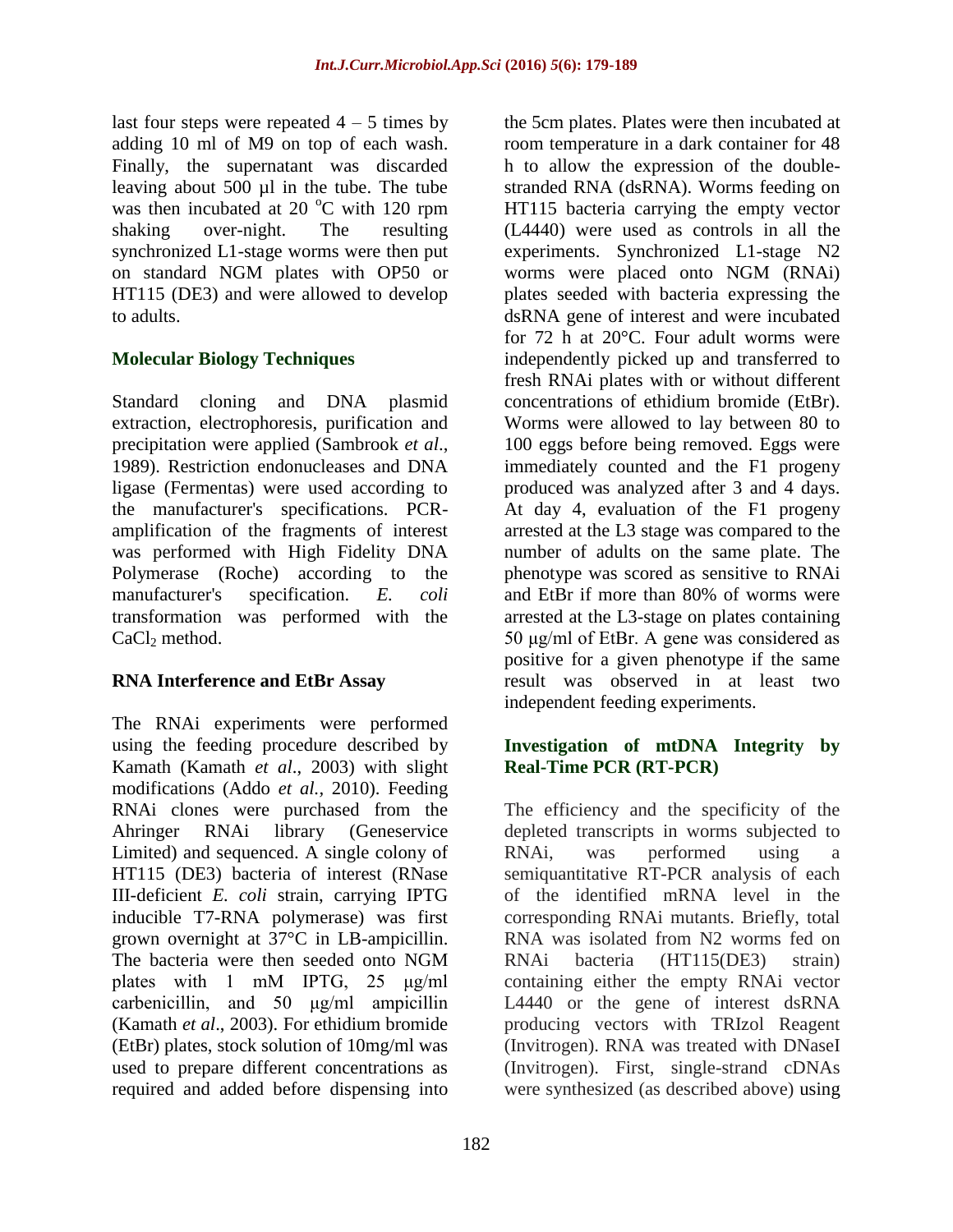last four steps were repeated 4 – 5 times by adding 10 ml of M9 on top of each wash. Finally, the supernatant was discarded leaving about 500 µl in the tube. The tube was then incubated at 20 °C with 120 rpm shaking over-night. The resulting synchronized L1-stage worms were then put on standard NGM plates with OP50 or HT115 (DE3) and were allowed to develop to adults.

## Molecular Biology Techniques

Standard cloning and DNA plasmid extraction, electrophoresis, purification and precipitation were applied (Sambrook *et al*., 1989). Restriction endonucleases and DNA ligase (Fermentas) were used according to the manufacturer's specifications. PCR-amplification of the fragments of interest was performed with High Fidelity DNA Polymerase (Roche) according to the manufacturer's specification. *E. coli* transformation was performed with the $CaCl_2$ method.

## RNA Interference and EtBr Assay

The RNAi experiments were performed using the feeding procedure described by Kamath (Kamath *et al*., 2003) with slight modifications (Addo *et al.*, 2010). Feeding RNAi clones were purchased from the Ahringer RNAi library (Geneservice Limited) and sequenced. A single colony of HT115 (DE3) bacteria of interest (RNase III-deficient *E. coli* strain, carrying IPTG inducible T7-RNA polymerase) was first grown overnight at 37°C in LB-ampicillin. The bacteria were then seeded onto NGM plates with 1 mM IPTG, 25 µg/ml carbenicillin, and 50 µg/ml ampicillin (Kamath *et al*., 2003). For ethidium bromide (EtBr) plates, stock solution of 10mg/ml was used to prepare different concentrations as required and added before dispensing into the 5cm plates. Plates were then incubated at room temperature in a dark container for 48 h to allow the expression of the double-stranded RNA (dsRNA). Worms feeding on HT115 bacteria carrying the empty vector (L4440) were used as controls in all the experiments. Synchronized L1-stage N2 worms were placed onto NGM (RNAi) plates seeded with bacteria expressing the dsRNA gene of interest and were incubated for 72 h at 20°C. Four adult worms were independently picked up and transferred to fresh RNAi plates with or without different concentrations of ethidium bromide (EtBr). Worms were allowed to lay between 80 to 100 eggs before being removed. Eggs were immediately counted and the F1 progeny produced was analyzed after 3 and 4 days. At day 4, evaluation of the F1 progeny arrested at the L3 stage was compared to the number of adults on the same plate. The phenotype was scored as sensitive to RNAi and EtBr if more than 80% of worms were arrested at the L3-stage on plates containing 50 µg/ml of EtBr. A gene was considered as positive for a given phenotype if the same result was observed in at least two independent feeding experiments.

## Investigation of mtDNA Integrity by Real-Time PCR (RT-PCR)

The efficiency and the specificity of the depleted transcripts in worms subjected to RNAi, was performed using a semiquantitative RT-PCR analysis of each of the identified mRNA level in the corresponding RNAi mutants. Briefly, total RNA was isolated from N2 worms fed on RNAi bacteria (HT115(DE3) strain) containing either the empty RNAi vector L4440 or the gene of interest dsRNA producing vectors with TRIzol Reagent (Invitrogen). RNA was treated with DNaseI (Invitrogen). First, single-strand cDNAs were synthesized (as described above) using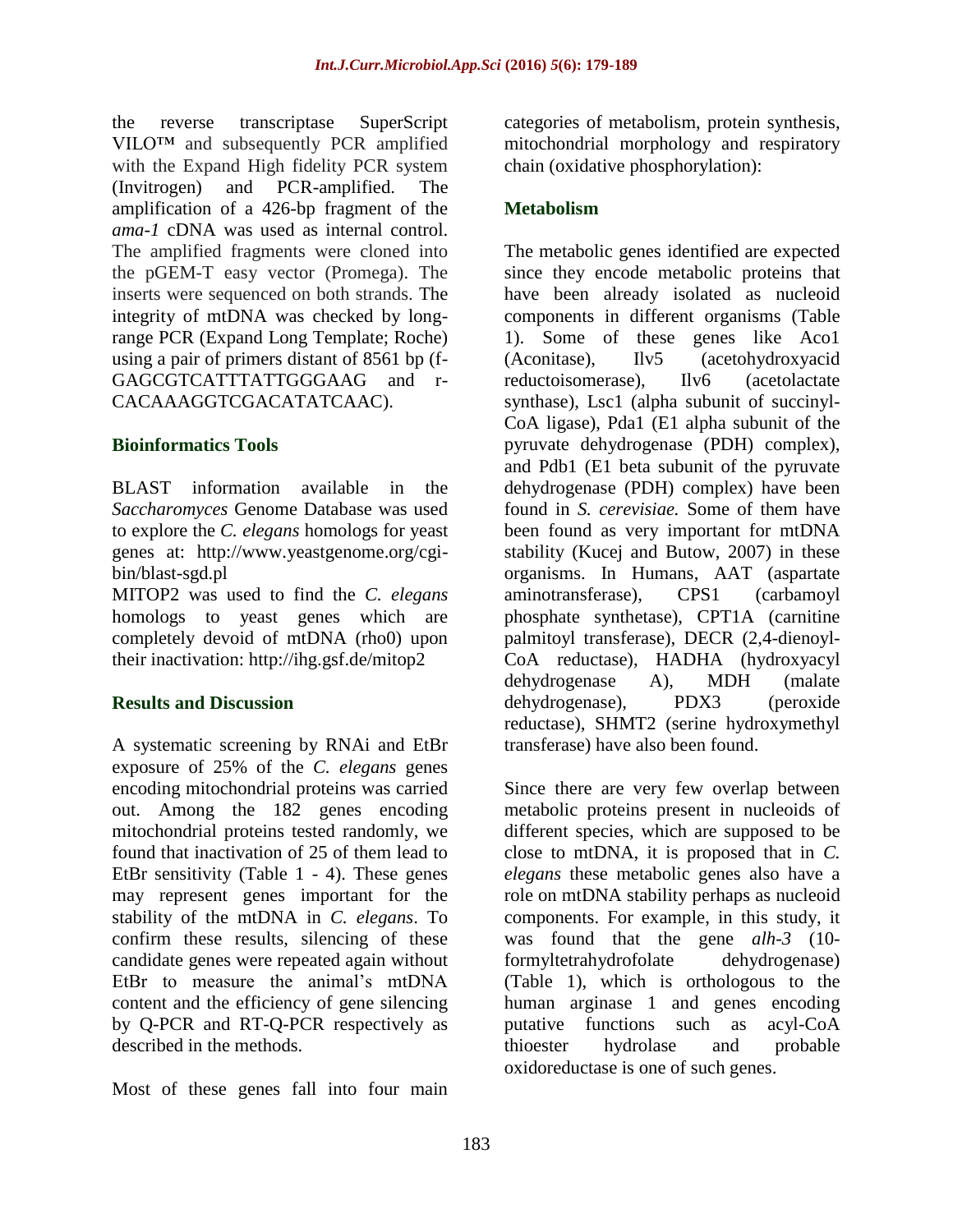the reverse transcriptase SuperScript VILO™ and subsequently PCR amplified with the Expand High fidelity PCR system (Invitrogen) and PCR-amplified. The amplification of a 426-bp fragment of the *ama-1* cDNA was used as internal control. The amplified fragments were cloned into the pGEM-T easy vector (Promega). The inserts were sequenced on both strands. The integrity of mtDNA was checked by long-range PCR (Expand Long Template; Roche) using a pair of primers distant of 8561 bp (f-GAGCGTCATTTATTGGGAAG and r-CACAAAGGTCGACATATCAAC).

## Bioinformatics Tools

BLAST information available in the *Saccharomyces* Genome Database was used to explore the *C. elegans* homologs for yeast genes at: http://www.yeastgenome.org/cgi-bin/blast-sgd.pl

MITOP2 was used to find the *C. elegans* homologs to yeast genes which are completely devoid of mtDNA (rho0) upon their inactivation: http://ihg.gsf.de/mitop2

## Results and Discussion

A systematic screening by RNAi and EtBr exposure of 25% of the *C. elegans* genes encoding mitochondrial proteins was carried out. Among the 182 genes encoding mitochondrial proteins tested randomly, we found that inactivation of 25 of them lead to EtBr sensitivity (Table 1 - 4). These genes may represent genes important for the stability of the mtDNA in *C. elegans*. To confirm these results, silencing of these candidate genes were repeated again without EtBr to measure the animal's mtDNA content and the efficiency of gene silencing by Q-PCR and RT-Q-PCR respectively as described in the methods.

Most of these genes fall into four main categories of metabolism, protein synthesis, mitochondrial morphology and respiratory chain (oxidative phosphorylation):

### Metabolism

The metabolic genes identified are expected since they encode metabolic proteins that have been already isolated as nucleoid components in different organisms (Table 1). Some of these genes like Aco1 (Aconitase), Ilv5 (acetohydroxyacid reductoisomerase), Ilv6 (acetolactate synthase), Lsc1 (alpha subunit of succinyl-CoA ligase), Pda1 (E1 alpha subunit of the pyruvate dehydrogenase (PDH) complex), and Pdb1 (E1 beta subunit of the pyruvate dehydrogenase (PDH) complex) have been found in *S. cerevisiae.* Some of them have been found as very important for mtDNA stability (Kucej and Butow, 2007) in these organisms. In Humans, AAT (aspartate aminotransferase), CPS1 (carbamoyl phosphate synthetase), CPT1A (carnitine palmitoyl transferase), DECR (2,4-dienoyl-CoA reductase), HADHA (hydroxyacyl dehydrogenase A), MDH (malate dehydrogenase), PDX3 (peroxide reductase), SHMT2 (serine hydroxymethyl transferase) have also been found.

Since there are very few overlap between metabolic proteins present in nucleoids of different species, which are supposed to be close to mtDNA, it is proposed that in *C. elegans* these metabolic genes also have a role on mtDNA stability perhaps as nucleoid components. For example, in this study, it was found that the gene *alh-3* (10-formyltetrahydrofolate dehydrogenase) (Table 1), which is orthologous to the human arginase 1 and genes encoding putative functions such as acyl-CoA thioester hydrolase and probable oxidoreductase is one of such genes.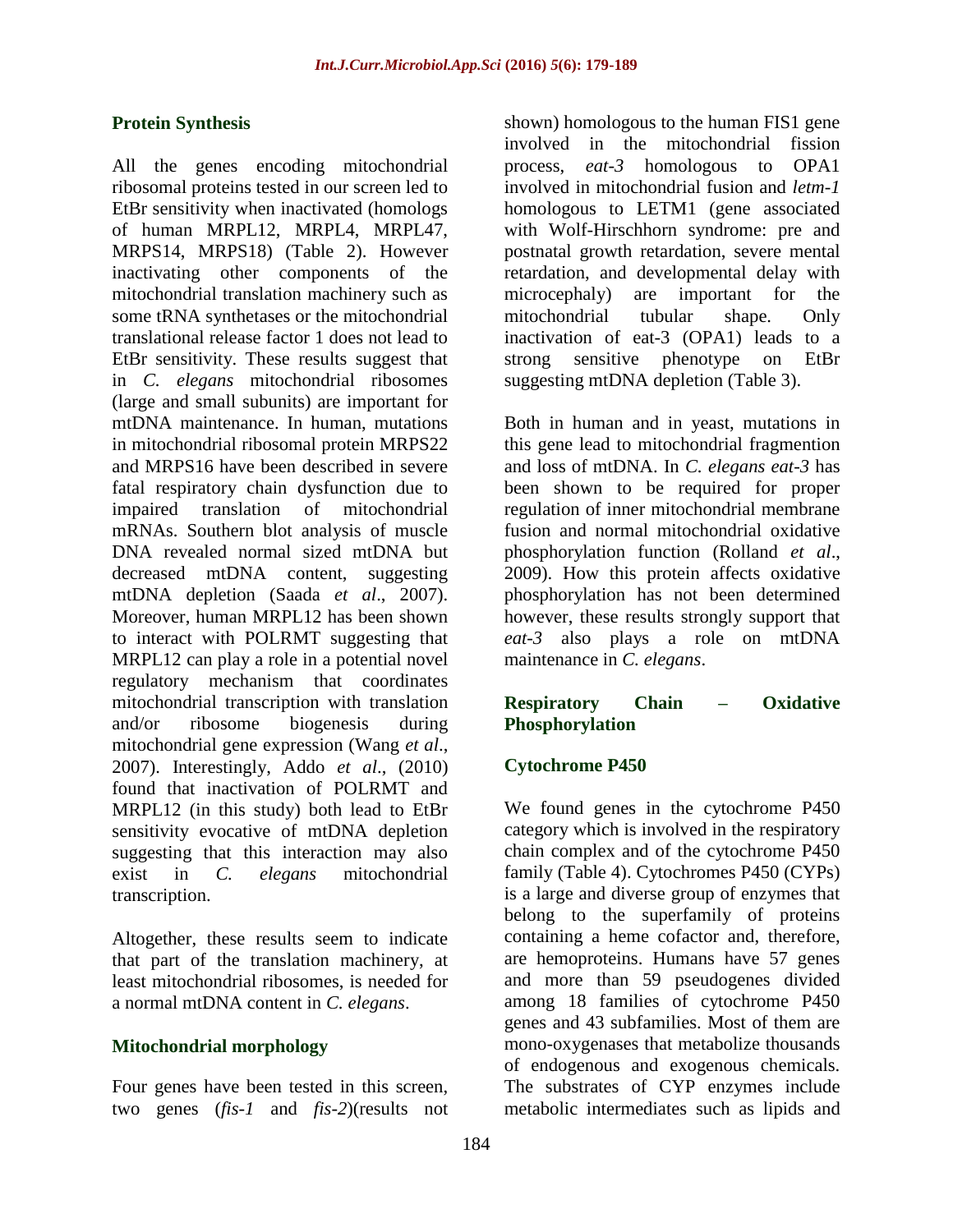### Protein Synthesis

All the genes encoding mitochondrial ribosomal proteins tested in our screen led to EtBr sensitivity when inactivated (homologs of human MRPL12, MRPL4, MRPL47, MRPS14, MRPS18) (Table 2). However inactivating other components of the mitochondrial translation machinery such as some tRNA synthetases or the mitochondrial translational release factor 1 does not lead to EtBr sensitivity. These results suggest that in *C. elegans* mitochondrial ribosomes (large and small subunits) are important for mtDNA maintenance. In human, mutations in mitochondrial ribosomal protein MRPS22 and MRPS16 have been described in severe fatal respiratory chain dysfunction due to impaired translation of mitochondrial mRNAs. Southern blot analysis of muscle DNA revealed normal sized mtDNA but decreased mtDNA content, suggesting mtDNA depletion (Saada *et al*., 2007). Moreover, human MRPL12 has been shown to interact with POLRMT suggesting that MRPL12 can play a role in a potential novel regulatory mechanism that coordinates mitochondrial transcription with translation and/or ribosome biogenesis during mitochondrial gene expression (Wang *et al*., 2007). Interestingly, Addo *et al*., (2010) found that inactivation of POLRMT and MRPL12 (in this study) both lead to EtBr sensitivity evocative of mtDNA depletion suggesting that this interaction may also exist in *C. elegans* mitochondrial transcription.

Altogether, these results seem to indicate that part of the translation machinery, at least mitochondrial ribosomes, is needed for a normal mtDNA content in *C. elegans*.

### Mitochondrial morphology

Four genes have been tested in this screen, two genes (*fis-1* and *fis-2*)(results not shown) homologous to the human FIS1 gene involved in the mitochondrial fission process, *eat-3* homologous to OPA1 involved in mitochondrial fusion and *letm-1* homologous to LETM1 (gene associated with Wolf-Hirschhorn syndrome: pre and postnatal growth retardation, severe mental retardation, and developmental delay with microcephaly) are important for the mitochondrial tubular shape. Only inactivation of eat-3 (OPA1) leads to a strong sensitive phenotype on EtBr suggesting mtDNA depletion (Table 3).

Both in human and in yeast, mutations in this gene lead to mitochondrial fragmention and loss of mtDNA. In *C. elegans eat-3* has been shown to be required for proper regulation of inner mitochondrial membrane fusion and normal mitochondrial oxidative phosphorylation function (Rolland *et al*., 2009). How this protein affects oxidative phosphorylation has not been determined however, these results strongly support that *eat-3* also plays a role on mtDNA maintenance in *C. elegans*.

### Respiratory Chain – Oxidative Phosphorylation

### Cytochrome P450

We found genes in the cytochrome P450 category which is involved in the respiratory chain complex and of the cytochrome P450 family (Table 4). Cytochromes P450 (CYPs) is a large and diverse group of enzymes that belong to the superfamily of proteins containing a heme cofactor and, therefore, are hemoproteins. Humans have 57 genes and more than 59 pseudogenes divided among 18 families of cytochrome P450 genes and 43 subfamilies. Most of them are mono-oxygenases that metabolize thousands of endogenous and exogenous chemicals. The substrates of CYP enzymes include metabolic intermediates such as lipids and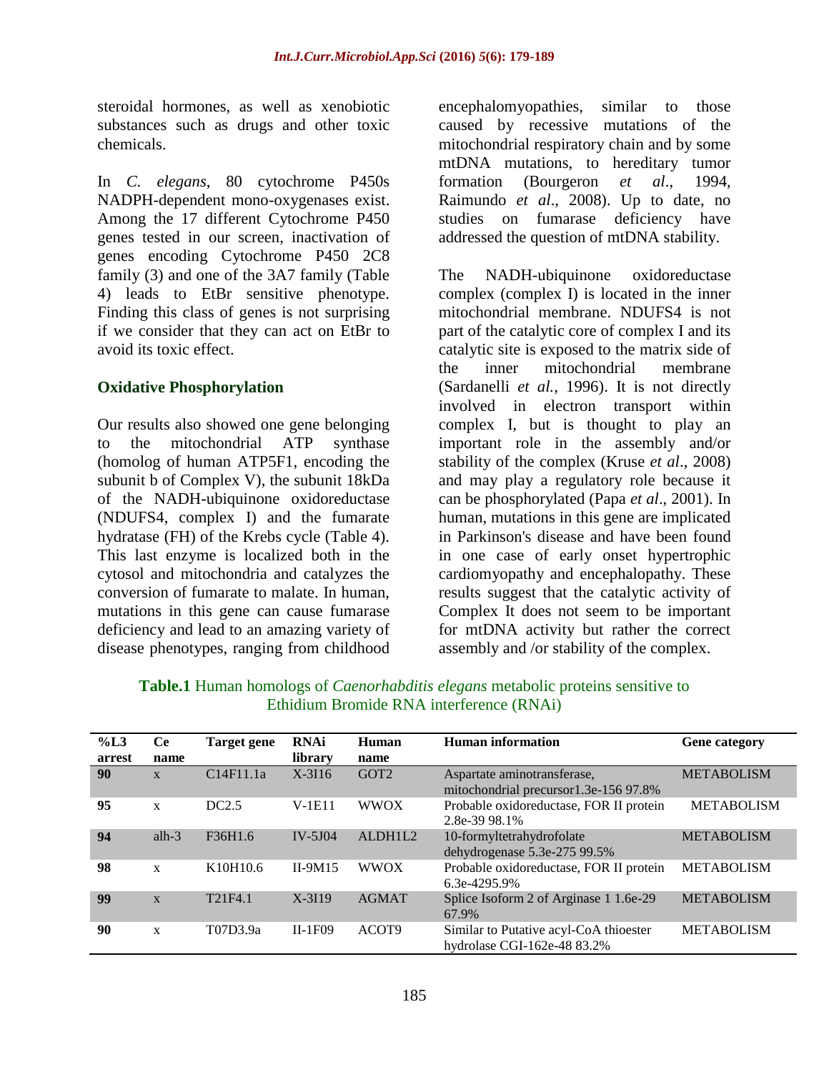steroidal hormones, as well as xenobiotic substances such as drugs and other toxic chemicals.

In *C. elegans*, 80 cytochrome P450s NADPH-dependent mono-oxygenases exist. Among the 17 different Cytochrome P450 genes tested in our screen, inactivation of genes encoding Cytochrome P450 2C8 family (3) and one of the 3A7 family (Table 4) leads to EtBr sensitive phenotype. Finding this class of genes is not surprising if we consider that they can act on EtBr to avoid its toxic effect.

### Oxidative Phosphorylation

Our results also showed one gene belonging to the mitochondrial ATP synthase (homolog of human ATP5F1, encoding the subunit b of Complex V), the subunit 18kDa of the NADH-ubiquinone oxidoreductase (NDUFS4, complex I) and the fumarate hydratase (FH) of the Krebs cycle (Table 4). This last enzyme is localized both in the cytosol and mitochondria and catalyzes the conversion of fumarate to malate. In human, mutations in this gene can cause fumarase deficiency and lead to an amazing variety of disease phenotypes, ranging from childhood encephalomyopathies, similar to those caused by recessive mutations of the mitochondrial respiratory chain and by some mtDNA mutations, to hereditary tumor formation (Bourgeron *et al*., 1994, Raimundo *et al*., 2008). Up to date, no studies on fumarase deficiency have addressed the question of mtDNA stability.

The NADH-ubiquinone oxidoreductase complex (complex I) is located in the inner mitochondrial membrane. NDUFS4 is not part of the catalytic core of complex I and its catalytic site is exposed to the matrix side of the inner mitochondrial membrane (Sardanelli *et al.*, 1996). It is not directly involved in electron transport within complex I, but is thought to play an important role in the assembly and/or stability of the complex (Kruse *et al*., 2008) and may play a regulatory role because it can be phosphorylated (Papa *et al*., 2001). In human, mutations in this gene are implicated in Parkinson's disease and have been found in one case of early onset hypertrophic cardiomyopathy and encephalopathy. These results suggest that the catalytic activity of Complex It does not seem to be important for mtDNA activity but rather the correct assembly and /or stability of the complex.

**Table.1** Human homologs of *Caenorhabditis elegans* metabolic proteins sensitive to Ethidium Bromide RNA interference (RNAi)

| %L3 arrest | Ce name | Target gene | RNAi library | Human name | Human information | Gene category |
|---|---|---|---|---|---|---|
| **90** | x | C14F11.1a | X-3I16 | GOT2 | Aspartate aminotransferase, mitochondrial precursor1.3e-156 97.8% | METABOLISM |
| **95** | x | DC2.5 | V-1E11 | WWOX | Probable oxidoreductase, FOR II protein 2.8e-39 98.1% | METABOLISM |
| **94** | alh-3 | F36H1.6 | IV-5J04 | ALDH1L2 | 10-formyltetrahydrofolate dehydrogenase 5.3e-275 99.5% | METABOLISM |
| **98** | x | K10H10.6 | II-9M15 | WWOX | Probable oxidoreductase, FOR II protein 6.3e-4295.9% | METABOLISM |
| **99** | x | T21F4.1 | X-3I19 | AGMAT | Splice Isoform 2 of Arginase 1 1.6e-29 67.9% | METABOLISM |
| **90** | x | T07D3.9a | II-1F09 | ACOT9 | Similar to Putative acyl-CoA thioester hydrolase CGI-162e-48 83.2% | METABOLISM |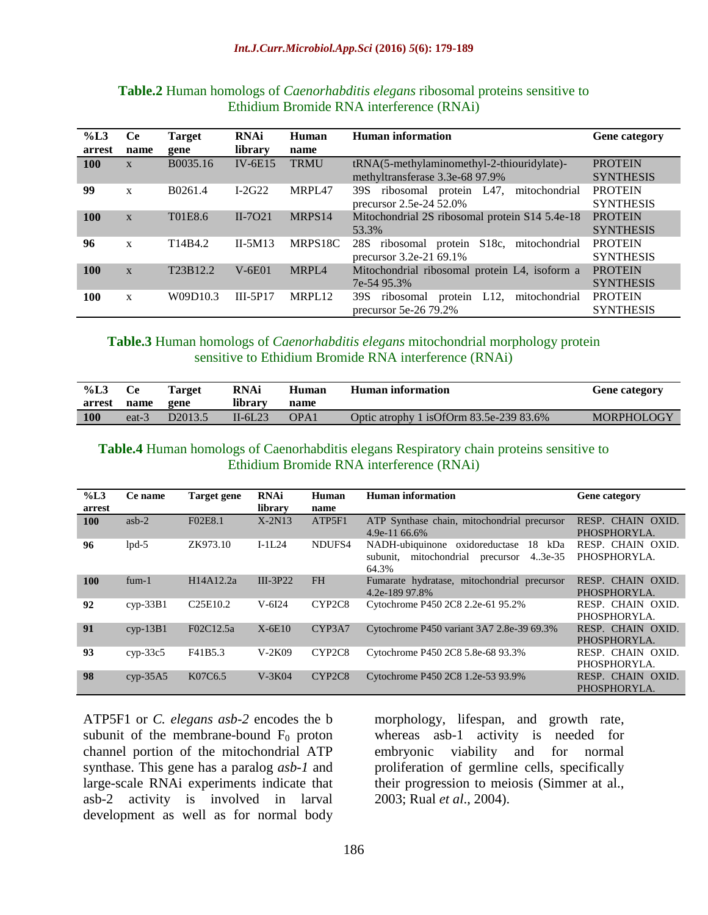**Table.2** Human homologs of *Caenorhabditis elegans* ribosomal proteins sensitive to Ethidium Bromide RNA interference (RNAi)

| %L3 arrest | Ce name | Target gene | RNAi library | Human name | Human information | Gene category |
|---|---|---|---|---|---|---|
| **100** | x | B0035.16 | IV-6E15 | TRMU | tRNA(5-methylaminomethyl-2-thiouridylate)-methyltransferase 3.3e-68 97.9% | PROTEIN SYNTHESIS |
| **99** | x | B0261.4 | I-2G22 | MRPL47 | 39S ribosomal protein L47, mitochondrial precursor 2.5e-24 52.0% | PROTEIN SYNTHESIS |
| **100** | x | T01E8.6 | II-7O21 | MRPS14 | Mitochondrial 2S ribosomal protein S14 5.4e-18 53.3% | PROTEIN SYNTHESIS |
| **96** | x | T14B4.2 | II-5M13 | MRPS18C | 28S ribosomal protein S18c, mitochondrial precursor 3.2e-21 69.1% | PROTEIN SYNTHESIS |
| **100** | x | T23B12.2 | V-6E01 | MRPL4 | Mitochondrial ribosomal protein L4, isoform a 7e-54 95.3% | PROTEIN SYNTHESIS |
| **100** | x | W09D10.3 | III-5P17 | MRPL12 | 39S ribosomal protein L12, mitochondrial precursor 5e-26 79.2% | PROTEIN SYNTHESIS |

**Table.3** Human homologs of *Caenorhabditis elegans* mitochondrial morphology protein sensitive to Ethidium Bromide RNA interference (RNAi)

| %L3 arrest | Ce name | Target gene | RNAi library | Human name | Human information | Gene category |
|---|---|---|---|---|---|---|
| **100** | eat-3 | D2013.5 | II-6L23 | OPA1 | Optic atrophy 1 isOfOrm 83.5e-239 83.6% | MORPHOLOGY |

**Table.4** Human homologs of Caenorhabditis elegans Respiratory chain proteins sensitive to Ethidium Bromide RNA interference (RNAi)

| %L3 arrest | Ce name | Target gene | RNAi library | Human name | Human information | Gene category |
|---|---|---|---|---|---|---|
| **100** | asb-2 | F02E8.1 | X-2N13 | ATP5F1 | ATP Synthase chain, mitochondrial precursor 4.9e-11 66.6% | RESP. CHAIN OXID. PHOSPHORYLA. |
| **96** | lpd-5 | ZK973.10 | I-1L24 | NDUFS4 | NADH-ubiquinone oxidoreductase 18 kDa subunit, mitochondrial precursor 4..3e-35 64.3% | RESP. CHAIN OXID. PHOSPHORYLA. |
| **100** | fum-1 | H14A12.2a | III-3P22 | FH | Fumarate hydratase, mitochondrial precursor 4.2e-189 97.8% | RESP. CHAIN OXID. PHOSPHORYLA. |
| **92** | cyp-33B1 | C25E10.2 | V-6I24 | CYP2C8 | Cytochrome P450 2C8 2.2e-61 95.2% | RESP. CHAIN OXID. PHOSPHORYLA. |
| **91** | cyp-13B1 | F02C12.5a | X-6E10 | CYP3A7 | Cytochrome P450 variant 3A7 2.8e-39 69.3% | RESP. CHAIN OXID. PHOSPHORYLA. |
| **93** | cyp-33c5 | F41B5.3 | V-2K09 | CYP2C8 | Cytochrome P450 2C8 5.8e-68 93.3% | RESP. CHAIN OXID. PHOSPHORYLA. |
| **98** | cyp-35A5 | K07C6.5 | V-3K04 | CYP2C8 | Cytochrome P450 2C8 1.2e-53 93.9% | RESP. CHAIN OXID. PHOSPHORYLA. |

ATP5F1 or *C. elegans asb-2* encodes the b subunit of the membrane-bound $F_0$ proton channel portion of the mitochondrial ATP synthase. This gene has a paralog *asb-1* and large-scale RNAi experiments indicate that asb-2 activity is involved in larval development as well as for normal body morphology, lifespan, and growth rate, whereas asb-1 activity is needed for embryonic viability and for normal proliferation of germline cells, specifically their progression to meiosis (Simmer at al., 2003; Rual *et al*., 2004).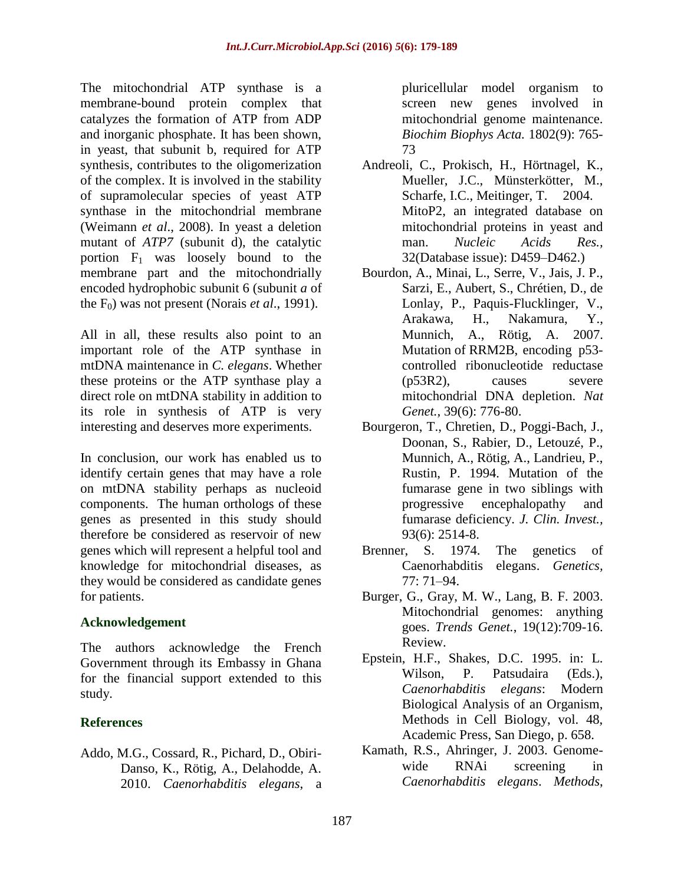The mitochondrial ATP synthase is a membrane-bound protein complex that catalyzes the formation of ATP from ADP and inorganic phosphate. It has been shown, in yeast, that subunit b, required for ATP synthesis, contributes to the oligomerization of the complex. It is involved in the stability of supramolecular species of yeast ATP synthase in the mitochondrial membrane (Weimann *et al*., 2008). In yeast a deletion mutant of *ATP7* (subunit d), the catalytic portion $F_1$ was loosely bound to the membrane part and the mitochondrially encoded hydrophobic subunit 6 (subunit *a* of the $F_0$) was not present (Norais *et al*., 1991).

All in all, these results also point to an important role of the ATP synthase in mtDNA maintenance in *C. elegans*. Whether these proteins or the ATP synthase play a direct role on mtDNA stability in addition to its role in synthesis of ATP is very interesting and deserves more experiments.

In conclusion, our work has enabled us to identify certain genes that may have a role on mtDNA stability perhaps as nucleoid components. The human orthologs of these genes as presented in this study should therefore be considered as reservoir of new genes which will represent a helpful tool and knowledge for mitochondrial diseases, as they would be considered as candidate genes for patients.

## Acknowledgement

The authors acknowledge the French Government through its Embassy in Ghana for the financial support extended to this study.

## References

Addo, M.G., Cossard, R., Pichard, D., Obiri-Danso, K., Rötig, A., Delahodde, A. 2010. *Caenorhabditis elegans*, a pluricellular model organism to screen new genes involved in mitochondrial genome maintenance. *Biochim Biophys Acta.* 1802(9): 765-73

Andreoli, C., Prokisch, H., Hörtnagel, K., Mueller, J.C., Münsterkötter, M., Scharfe, I.C., Meitinger, T. 2004. MitoP2, an integrated database on mitochondrial proteins in yeast and man. *Nucleic Acids Res.,* 32(Database issue): D459–D462.)

Bourdon, A., Minai, L., Serre, V., Jais, J. P., Sarzi, E., Aubert, S., Chrétien, D., de Lonlay, P., Paquis-Flucklinger, V., Arakawa, H., Nakamura, Y., Munnich, A., Rötig, A. 2007. Mutation of RRM2B, encoding p53-controlled ribonucleotide reductase (p53R2), causes severe mitochondrial DNA depletion. *Nat Genet.*, 39(6): 776-80.

Bourgeron, T., Chretien, D., Poggi-Bach, J., Doonan, S., Rabier, D., Letouzé, P., Munnich, A., Rötig, A., Landrieu, P., Rustin, P. 1994. Mutation of the fumarase gene in two siblings with progressive encephalopathy and fumarase deficiency. *J. Clin. Invest.,* 93(6): 2514-8.

Brenner, S. 1974. The genetics of Caenorhabditis elegans. *Genetics*, 77: 71–94.

Burger, G., Gray, M. W., Lang, B. F. 2003. Mitochondrial genomes: anything goes. *Trends Genet.*, 19(12):709-16. Review.

Epstein, H.F., Shakes, D.C. 1995. in: L. Wilson, P. Patsudaira (Eds.), *Caenorhabditis elegans*: Modern Biological Analysis of an Organism, Methods in Cell Biology, vol. 48, Academic Press, San Diego, p. 658.

Kamath, R.S., Ahringer, J. 2003. Genome-wide RNAi screening in *Caenorhabditis elegans*. *Methods*,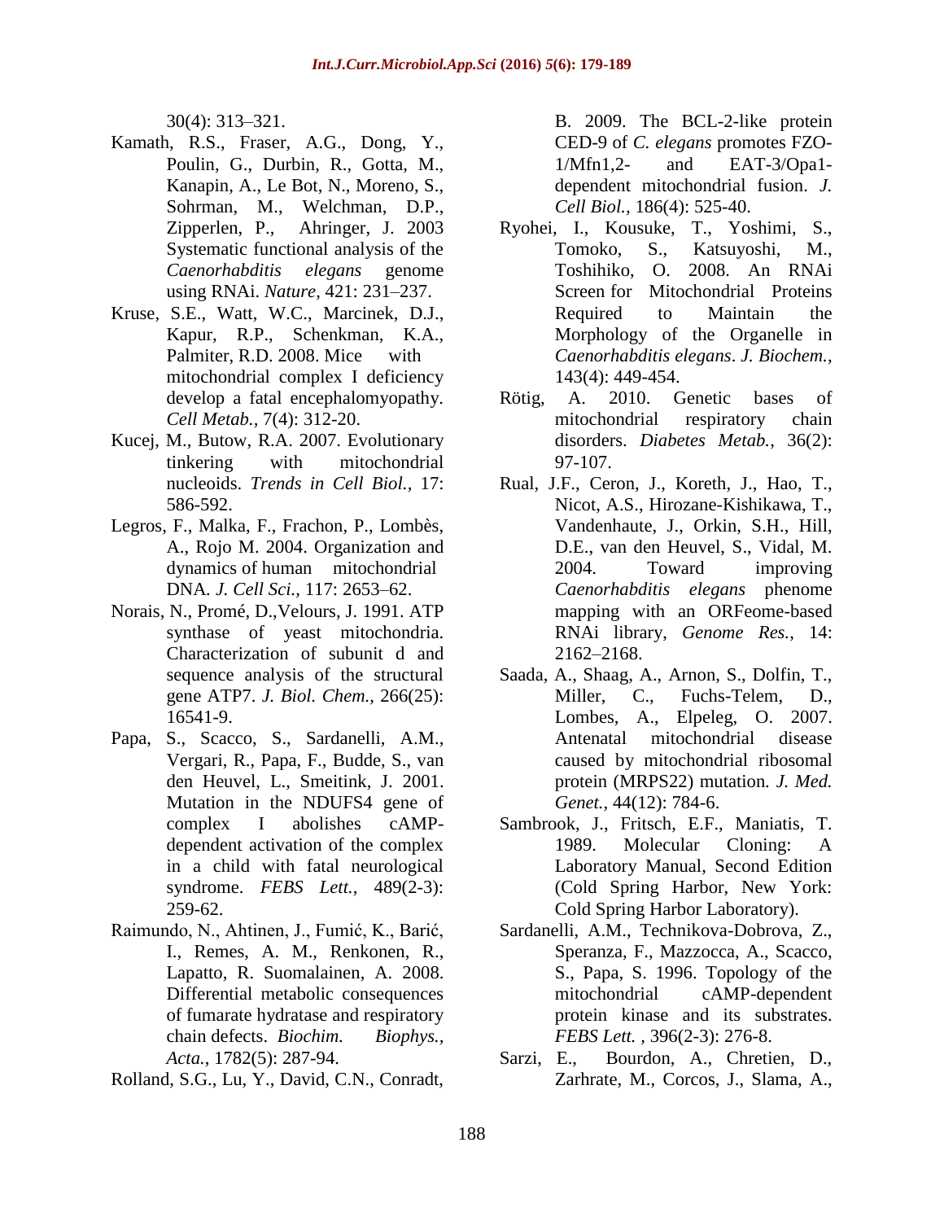30(4): 313–321.

Kamath, R.S., Fraser, A.G., Dong, Y., Poulin, G., Durbin, R., Gotta, M., Kanapin, A., Le Bot, N., Moreno, S., Sohrman, M., Welchman, D.P., Zipperlen, P., Ahringer, J. 2003 Systematic functional analysis of the *Caenorhabditis elegans* genome using RNAi. *Nature*, 421: 231–237.

Kruse, S.E., Watt, W.C., Marcinek, D.J., Kapur, R.P., Schenkman, K.A., Palmiter, R.D. 2008. Mice with mitochondrial complex I deficiency develop a fatal encephalomyopathy. *Cell Metab.*, 7(4): 312-20.

Kucej, M., Butow, R.A. 2007. Evolutionary tinkering with mitochondrial nucleoids. *Trends in Cell Biol.*, 17: 586-592.

Legros, F., Malka, F., Frachon, P., Lombès, A., Rojo M. 2004. Organization and dynamics of human mitochondrial DNA. *J. Cell Sci.*, 117: 2653–62.

Norais, N., Promé, D.,Velours, J. 1991. ATP synthase of yeast mitochondria. Characterization of subunit d and sequence analysis of the structural gene ATP7. *J. Biol. Chem.*, 266(25): 16541-9.

Papa, S., Scacco, S., Sardanelli, A.M., Vergari, R., Papa, F., Budde, S., van den Heuvel, L., Smeitink, J. 2001. Mutation in the NDUFS4 gene of complex I abolishes cAMP-dependent activation of the complex in a child with fatal neurological syndrome. *FEBS Lett.*, 489(2-3): 259-62.

Raimundo, N., Ahtinen, J., Fumić, K., Barić, I., Remes, A. M., Renkonen, R., Lapatto, R. Suomalainen, A. 2008. Differential metabolic consequences of fumarate hydratase and respiratory chain defects. *Biochim. Biophys., Acta.*, 1782(5): 287-94.

Rolland, S.G., Lu, Y., David, C.N., Conradt, B. 2009. The BCL-2-like protein CED-9 of *C. elegans* promotes FZO-1/Mfn1,2- and EAT-3/Opa1-dependent mitochondrial fusion. *J. Cell Biol.*, 186(4): 525-40.

Ryohei, I., Kousuke, T., Yoshimi, S., Tomoko, S., Katsuyoshi, M., Toshihiko, O. 2008. An RNAi Screen for Mitochondrial Proteins Required to Maintain the Morphology of the Organelle in *Caenorhabditis elegans*. *J. Biochem.*, 143(4): 449-454.

Rötig, A. 2010. Genetic bases of mitochondrial respiratory chain disorders. *Diabetes Metab.*, 36(2): 97-107.

Rual, J.F., Ceron, J., Koreth, J., Hao, T., Nicot, A.S., Hirozane-Kishikawa, T., Vandenhaute, J., Orkin, S.H., Hill, D.E., van den Heuvel, S., Vidal, M. 2004. Toward improving *Caenorhabditis elegans* phenome mapping with an ORFeome-based RNAi library, *Genome Res.*, 14: 2162–2168.

Saada, A., Shaag, A., Arnon, S., Dolfin, T., Miller, C., Fuchs-Telem, D., Lombes, A., Elpeleg, O. 2007. Antenatal mitochondrial disease caused by mitochondrial ribosomal protein (MRPS22) mutation. *J. Med. Genet.*, 44(12): 784-6.

Sambrook, J., Fritsch, E.F., Maniatis, T. 1989. Molecular Cloning: A Laboratory Manual, Second Edition (Cold Spring Harbor, New York: Cold Spring Harbor Laboratory).

Sardanelli, A.M., Technikova-Dobrova, Z., Speranza, F., Mazzocca, A., Scacco, S., Papa, S. 1996. Topology of the mitochondrial cAMP-dependent protein kinase and its substrates. *FEBS Lett.* , 396(2-3): 276-8.

Sarzi, E., Bourdon, A., Chretien, D., Zarhrate, M., Corcos, J., Slama, A.,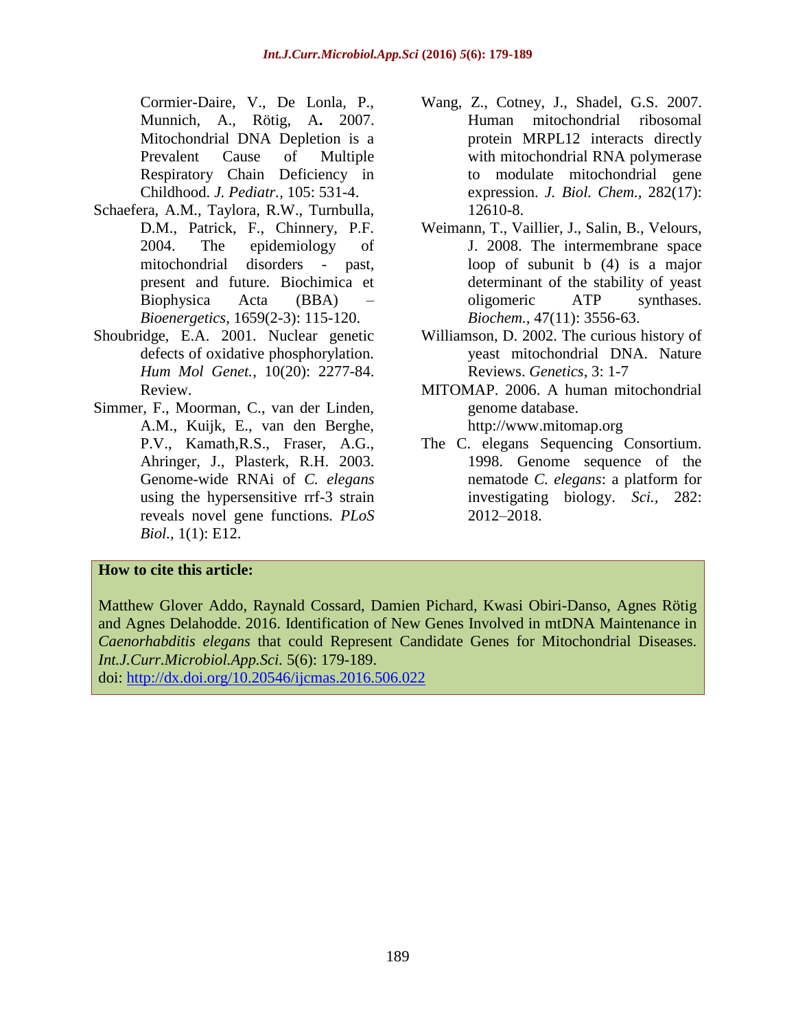Cormier-Daire, V., De Lonla, P., Munnich, A., Rötig, A. 2007. Mitochondrial DNA Depletion is a Prevalent Cause of Multiple Respiratory Chain Deficiency in Childhood. *J. Pediatr.,* 105: 531-4.

Schaefera, A.M., Taylora, R.W., Turnbulla, D.M., Patrick, F., Chinnery, P.F. 2004. The epidemiology of mitochondrial disorders - past, present and future. Biochimica et Biophysica Acta (BBA) – *Bioenergetics*, 1659(2-3): 115-120.

Shoubridge, E.A. 2001. Nuclear genetic defects of oxidative phosphorylation. *Hum Mol Genet.*, 10(20): 2277-84. Review.

Simmer, F., Moorman, C., van der Linden, A.M., Kuijk, E., van den Berghe, P.V., Kamath,R.S., Fraser, A.G., Ahringer, J., Plasterk, R.H. 2003. Genome-wide RNAi of *C. elegans* using the hypersensitive rrf-3 strain reveals novel gene functions. *PLoS Biol.,* 1(1): E12.

Wang, Z., Cotney, J., Shadel, G.S. 2007. Human mitochondrial ribosomal protein MRPL12 interacts directly with mitochondrial RNA polymerase to modulate mitochondrial gene expression. *J. Biol. Chem.,* 282(17): 12610-8.

Weimann, T., Vaillier, J., Salin, B., Velours, J. 2008. The intermembrane space loop of subunit b (4) is a major determinant of the stability of yeast oligomeric ATP synthases. *Biochem.,* 47(11): 3556-63.

Williamson, D. 2002. The curious history of yeast mitochondrial DNA. Nature Reviews. *Genetics*, 3: 1-7

MITOMAP. 2006. A human mitochondrial genome database. http://www.mitomap.org

The C. elegans Sequencing Consortium. 1998. Genome sequence of the nematode *C. elegans*: a platform for investigating biology. *Sci.,* 282: 2012–2018.

**How to cite this article:**

Matthew Glover Addo, Raynald Cossard, Damien Pichard, Kwasi Obiri-Danso, Agnes Rötig and Agnes Delahodde. 2016. Identification of New Genes Involved in mtDNA Maintenance in *Caenorhabditis elegans* that could Represent Candidate Genes for Mitochondrial Diseases. *Int.J.Curr.Microbiol.App.Sci.* 5(6): 179-189.
doi: http://dx.doi.org/10.20546/ijcmas.2016.506.022